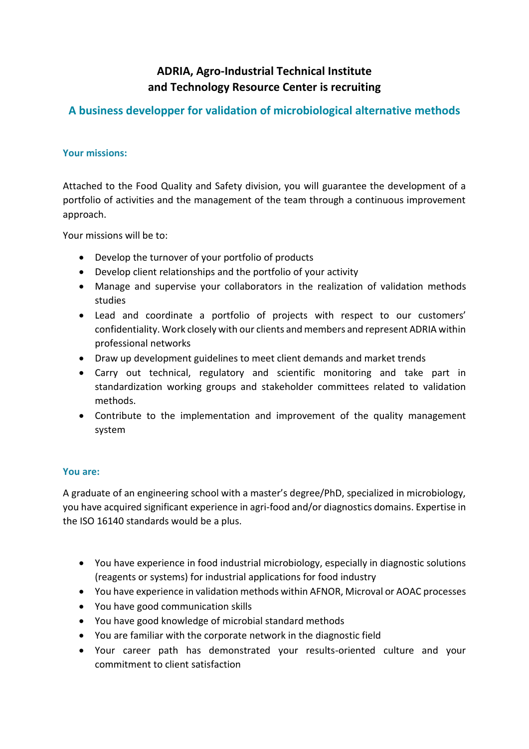# ADRIA, Agro-Industrial Technical Institute and Technology Resource Center is recruiting

## A business developper for validation of microbiological alternative methods

### Your missions:

Attached to the Food Quality and Safety division, you will guarantee the development of a portfolio of activities and the management of the team through a continuous improvement approach.

Your missions will be to:

- Develop the turnover of your portfolio of products
- Develop client relationships and the portfolio of your activity
- Manage and supervise your collaborators in the realization of validation methods studies
- Lead and coordinate a portfolio of projects with respect to our customers' confidentiality. Work closely with our clients and members and represent ADRIA within professional networks
- Draw up development guidelines to meet client demands and market trends
- Carry out technical, regulatory and scientific monitoring and take part in standardization working groups and stakeholder committees related to validation methods.
- Contribute to the implementation and improvement of the quality management system

### You are:

A graduate of an engineering school with a master's degree/PhD, specialized in microbiology, you have acquired significant experience in agri-food and/or diagnostics domains. Expertise in the ISO 16140 standards would be a plus.

- You have experience in food industrial microbiology, especially in diagnostic solutions (reagents or systems) for industrial applications for food industry
- You have experience in validation methods within AFNOR, Microval or AOAC processes
- You have good communication skills
- You have good knowledge of microbial standard methods
- You are familiar with the corporate network in the diagnostic field
- Your career path has demonstrated your results-oriented culture and your commitment to client satisfaction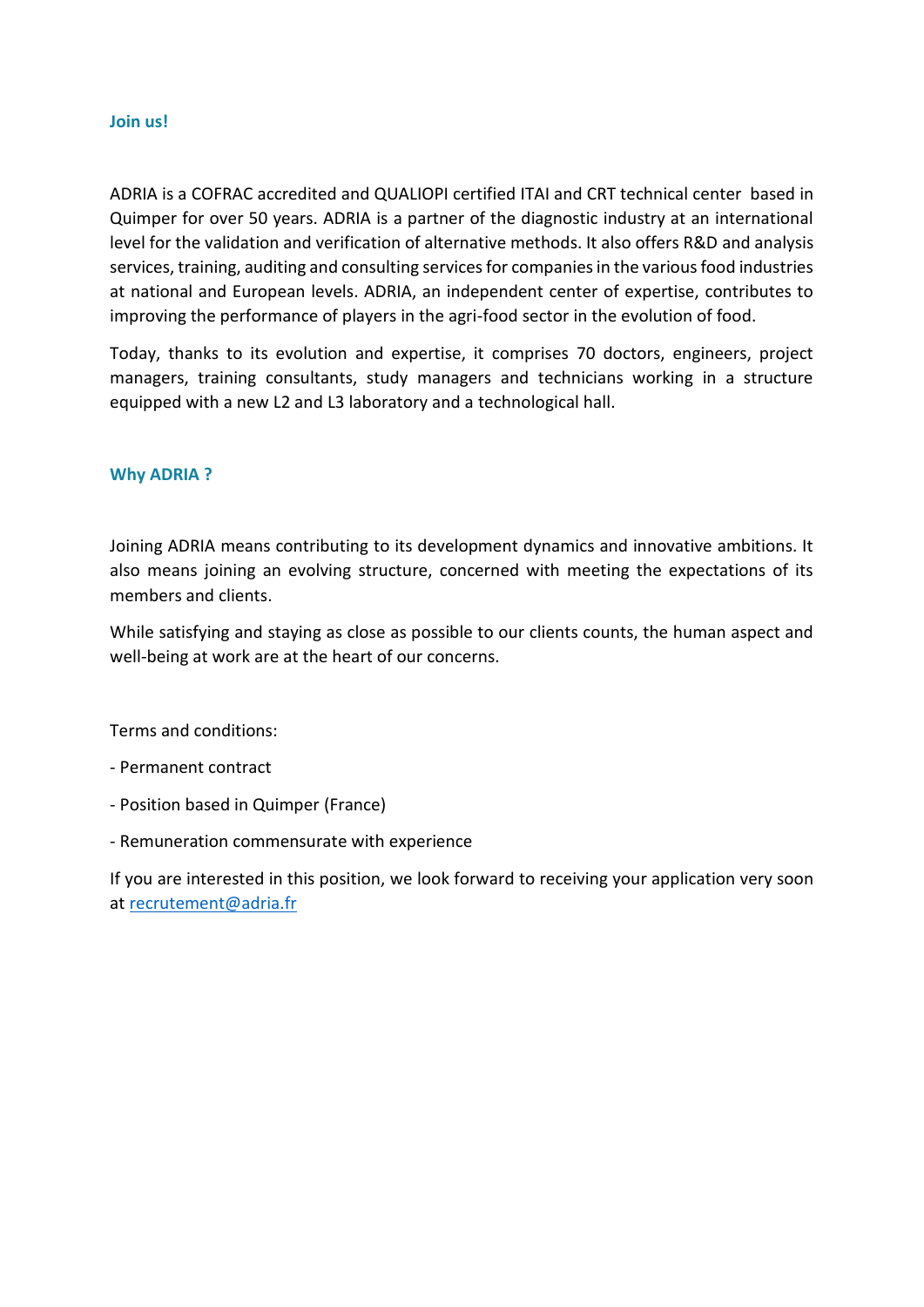## Join us!

ADRIA is a COFRAC accredited and QUALIOPI certified ITAI and CRT technical center based in Quimper for over 50 years. ADRIA is a partner of the diagnostic industry at an international level for the validation and verification of alternative methods. It also offers R&D and analysis services, training, auditing and consulting services for companies in the various food industries at national and European levels. ADRIA, an independent center of expertise, contributes to improving the performance of players in the agri-food sector in the evolution of food.

Today, thanks to its evolution and expertise, it comprises 70 doctors, engineers, project managers, training consultants, study managers and technicians working in a structure equipped with a new L2 and L3 laboratory and a technological hall.

## Why ADRIA ?

Joining ADRIA means contributing to its development dynamics and innovative ambitions. It also means joining an evolving structure, concerned with meeting the expectations of its members and clients.

While satisfying and staying as close as possible to our clients counts, the human aspect and well-being at work are at the heart of our concerns.

Terms and conditions:

- Permanent contract
- Position based in Quimper (France)
- Remuneration commensurate with experience

If you are interested in this position, we look forward to receiving your application very soon at recrutement@adria.fr